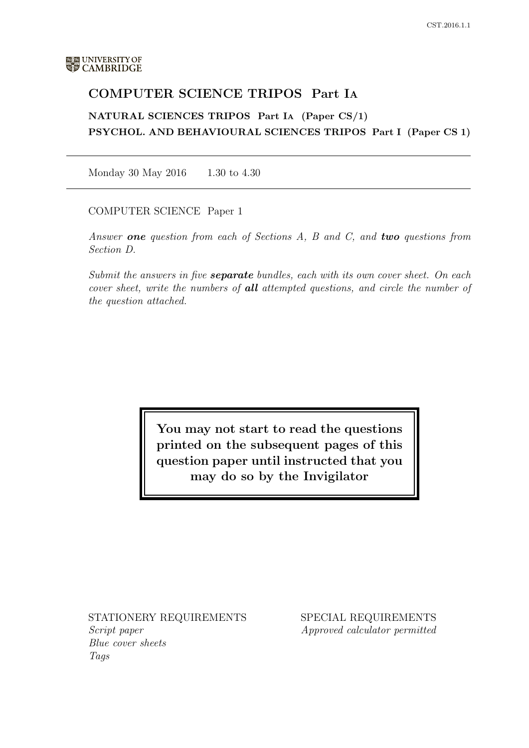UNIVERSITY OF CAMBRIDGE

# COMPUTER SCIENCE TRIPOS Part IA

**NATURAL SCIENCES TRIPOS Part IA (Paper CS/1)**

**PSYCHOL. AND BEHAVIOURAL SCIENCES TRIPOS Part I (Paper CS 1)**

---

Monday 30 May 2016 1.30 to 4.30

---

COMPUTER SCIENCE Paper 1

*Answer **one** question from each of Sections A, B and C, and **two** questions from Section D.*

*Submit the answers in five **separate** bundles, each with its own cover sheet. On each cover sheet, write the numbers of **all** attempted questions, and circle the number of the question attached.*

**You may not start to read the questions printed on the subsequent pages of this question paper until instructed that you may do so by the Invigilator**

STATIONERY REQUIREMENTS
*Script paper*
*Blue cover sheets*
*Tags*

SPECIAL REQUIREMENTS
*Approved calculator permitted*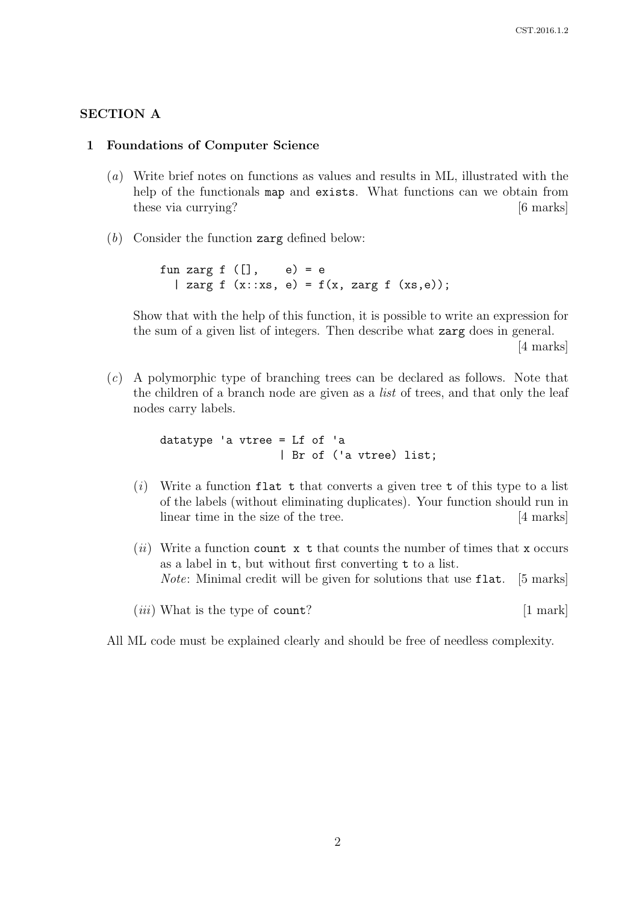## SECTION A

### 1 Foundations of Computer Science

(*a*) Write brief notes on functions as values and results in ML, illustrated with the help of the functionals `map` and `exists`. What functions can we obtain from these via currying? [6 marks]

(*b*) Consider the function `zarg` defined below:

```
fun zarg f ([],    e) = e
  | zarg f (x::xs, e) = f(x, zarg f (xs,e));
```

Show that with the help of this function, it is possible to write an expression for the sum of a given list of integers. Then describe what `zarg` does in general. [4 marks]

(*c*) A polymorphic type of branching trees can be declared as follows. Note that the children of a branch node are given as a *list* of trees, and that only the leaf nodes carry labels.

```
datatype 'a vtree = Lf of 'a
                  | Br of ('a vtree) list;
```

(*i*) Write a function `flat t` that converts a given tree `t` of this type to a list of the labels (without eliminating duplicates). Your function should run in linear time in the size of the tree. [4 marks]

(*ii*) Write a function `count x t` that counts the number of times that `x` occurs as a label in `t`, but without first converting `t` to a list.
*Note*: Minimal credit will be given for solutions that use `flat`. [5 marks]

(*iii*) What is the type of `count`? [1 mark]

All ML code must be explained clearly and should be free of needless complexity.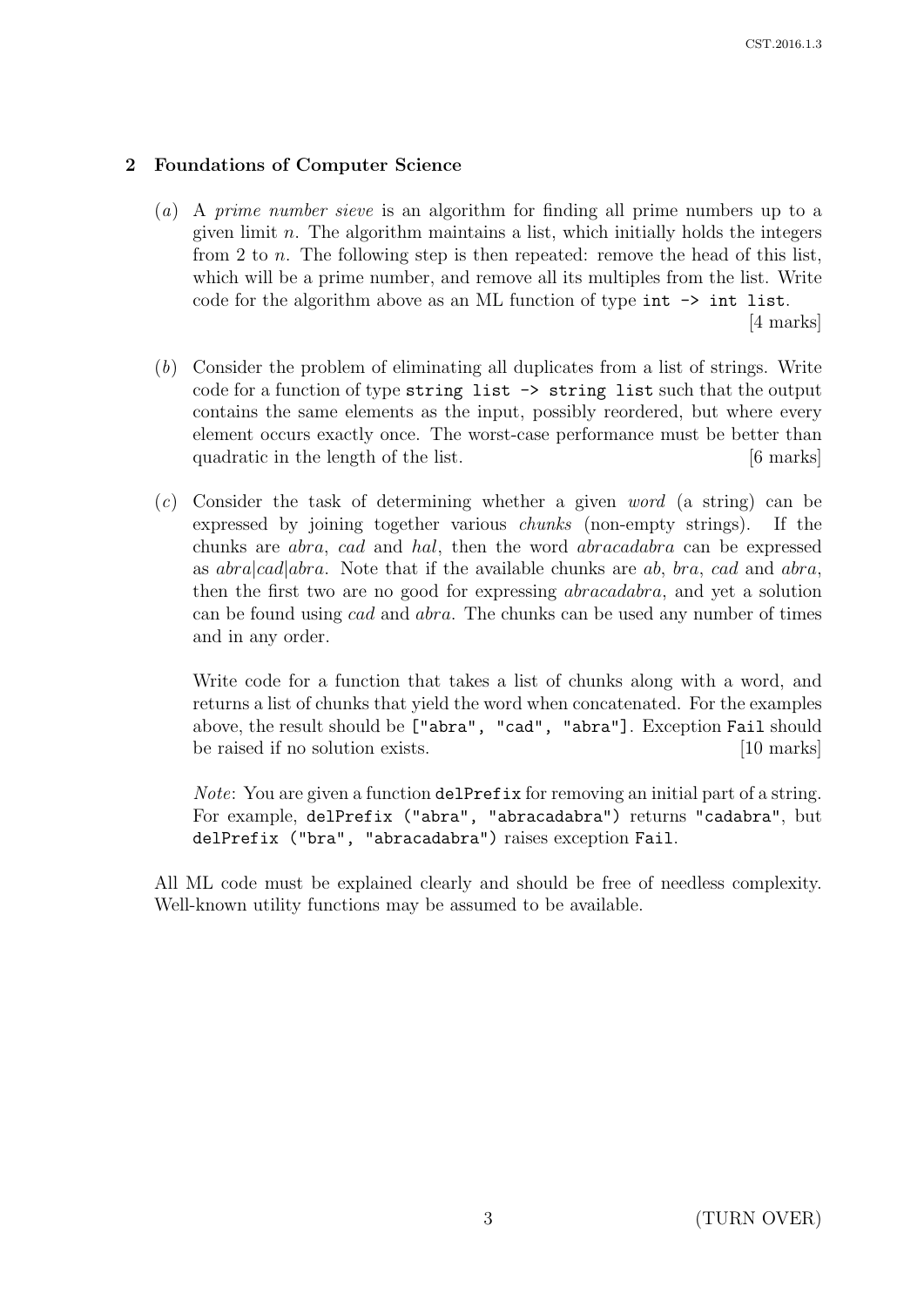## 2 Foundations of Computer Science

(*a*) A *prime number sieve* is an algorithm for finding all prime numbers up to a given limit $n$. The algorithm maintains a list, which initially holds the integers from 2 to $n$. The following step is then repeated: remove the head of this list, which will be a prime number, and remove all its multiples from the list. Write code for the algorithm above as an ML function of type `int -> int list`. [4 marks]

(*b*) Consider the problem of eliminating all duplicates from a list of strings. Write code for a function of type `string list -> string list` such that the output contains the same elements as the input, possibly reordered, but where every element occurs exactly once. The worst-case performance must be better than quadratic in the length of the list. [6 marks]

(*c*) Consider the task of determining whether a given *word* (a string) can be expressed by joining together various *chunks* (non-empty strings). If the chunks are *abra*, *cad* and *hal*, then the word *abracadabra* can be expressed as *abra*|*cad*|*abra*. Note that if the available chunks are *ab*, *bra*, *cad* and *abra*, then the first two are no good for expressing *abracadabra*, and yet a solution can be found using *cad* and *abra*. The chunks can be used any number of times and in any order.

Write code for a function that takes a list of chunks along with a word, and returns a list of chunks that yield the word when concatenated. For the examples above, the result should be `["abra", "cad", "abra"]`. Exception `Fail` should be raised if no solution exists. [10 marks]

*Note*: You are given a function `delPrefix` for removing an initial part of a string. For example, `delPrefix ("abra", "abracadabra")` returns `"cadabra"`, but `delPrefix ("bra", "abracadabra")` raises exception `Fail`.

All ML code must be explained clearly and should be free of needless complexity. Well-known utility functions may be assumed to be available.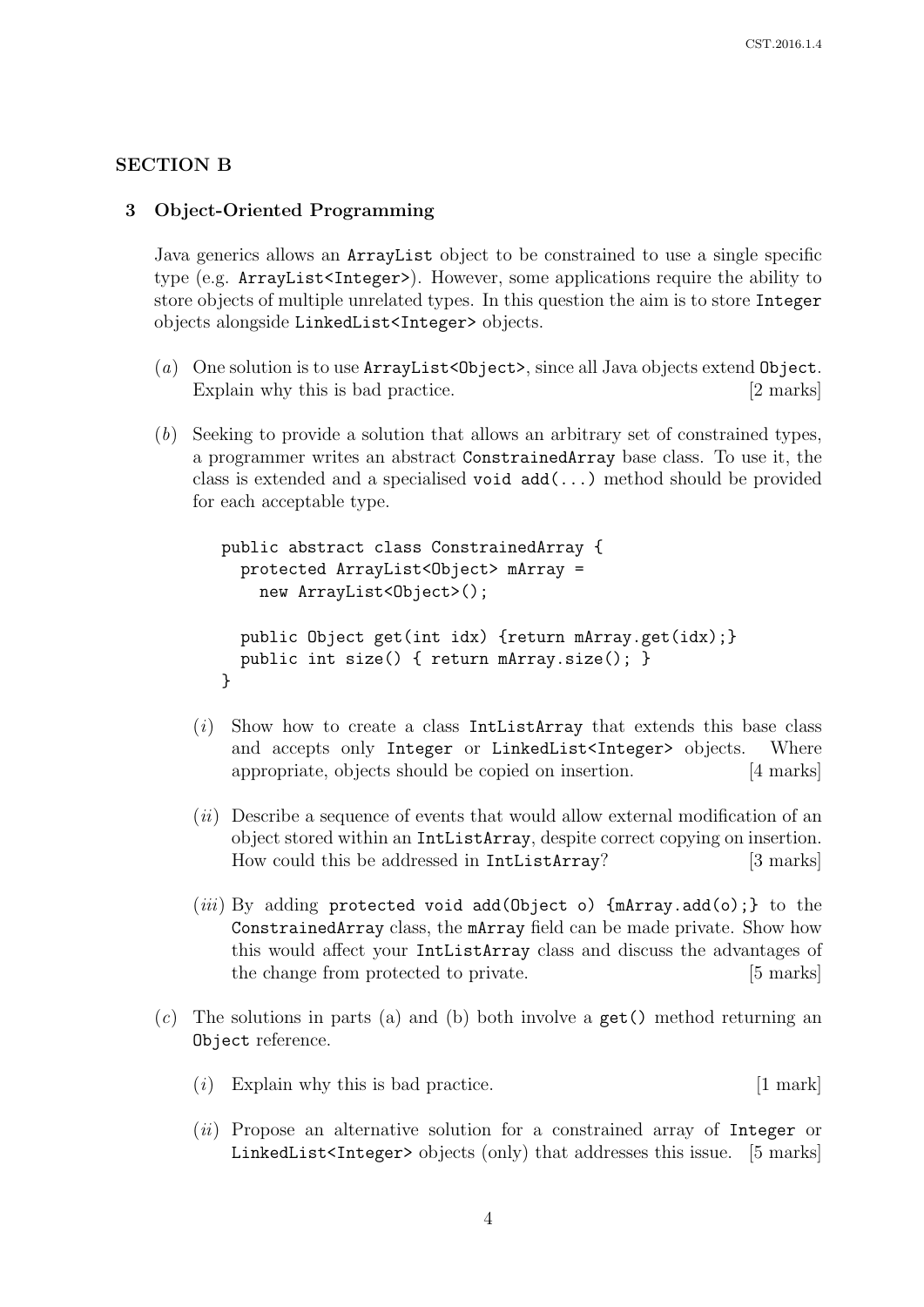## SECTION B

### 3 Object-Oriented Programming

Java generics allows an `ArrayList` object to be constrained to use a single specific type (e.g. `ArrayList<Integer>`). However, some applications require the ability to store objects of multiple unrelated types. In this question the aim is to store `Integer` objects alongside `LinkedList<Integer>` objects.

(*a*) One solution is to use `ArrayList<Object>`, since all Java objects extend `Object`. Explain why this is bad practice. [2 marks]

(*b*) Seeking to provide a solution that allows an arbitrary set of constrained types, a programmer writes an abstract `ConstrainedArray` base class. To use it, the class is extended and a specialised `void add(...)` method should be provided for each acceptable type.

```
public abstract class ConstrainedArray {
  protected ArrayList<Object> mArray =
    new ArrayList<Object>();

  public Object get(int idx) {return mArray.get(idx);}
  public int size() { return mArray.size(); }
}
```

(*i*) Show how to create a class `IntListArray` that extends this base class and accepts only `Integer` or `LinkedList<Integer>` objects. Where appropriate, objects should be copied on insertion. [4 marks]

(*ii*) Describe a sequence of events that would allow external modification of an object stored within an `IntListArray`, despite correct copying on insertion. How could this be addressed in `IntListArray`? [3 marks]

(*iii*) By adding `protected void add(Object o) {mArray.add(o);}` to the `ConstrainedArray` class, the `mArray` field can be made private. Show how this would affect your `IntListArray` class and discuss the advantages of the change from protected to private. [5 marks]

(*c*) The solutions in parts (a) and (b) both involve a `get()` method returning an `Object` reference.

(*i*) Explain why this is bad practice. [1 mark]

(*ii*) Propose an alternative solution for a constrained array of `Integer` or `LinkedList<Integer>` objects (only) that addresses this issue. [5 marks]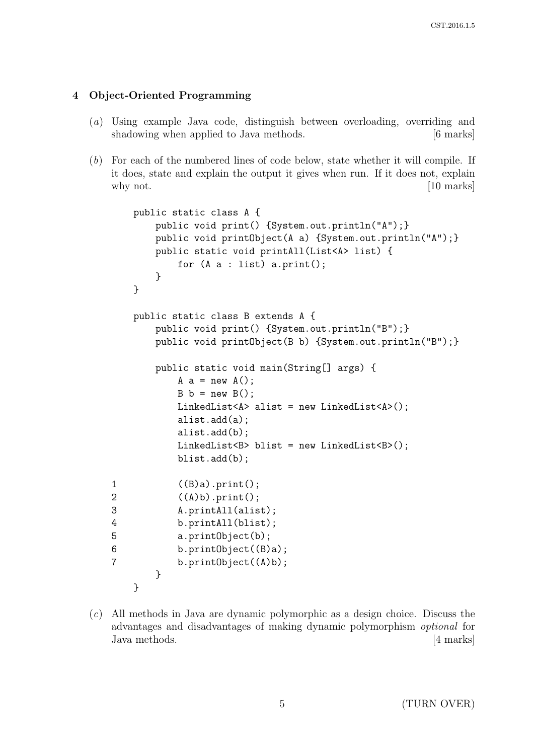## 4 Object-Oriented Programming

(*a*) Using example Java code, distinguish between overloading, overriding and shadowing when applied to Java methods. [6 marks]

(*b*) For each of the numbered lines of code below, state whether it will compile. If it does, state and explain the output it gives when run. If it does not, explain why not. [10 marks]

```
    public static class A {
        public void print() {System.out.println("A");}
        public void printObject(A a) {System.out.println("A");}
        public static void printAll(List<A> list) {
            for (A a : list) a.print();
        }
    }

    public static class B extends A {
        public void print() {System.out.println("B");}
        public void printObject(B b) {System.out.println("B");}

        public static void main(String[] args) {
            A a = new A();
            B b = new B();
            LinkedList<A> alist = new LinkedList<A>();
            alist.add(a);
            alist.add(b);
            LinkedList<B> blist = new LinkedList<B>();
            blist.add(b);

1           ((B)a).print();
2           ((A)b).print();
3           A.printAll(alist);
4           b.printAll(blist);
5           a.printObject(b);
6           b.printObject((B)a);
7           b.printObject((A)b);
        }
    }
```

(*c*) All methods in Java are dynamic polymorphic as a design choice. Discuss the advantages and disadvantages of making dynamic polymorphism *optional* for Java methods. [4 marks]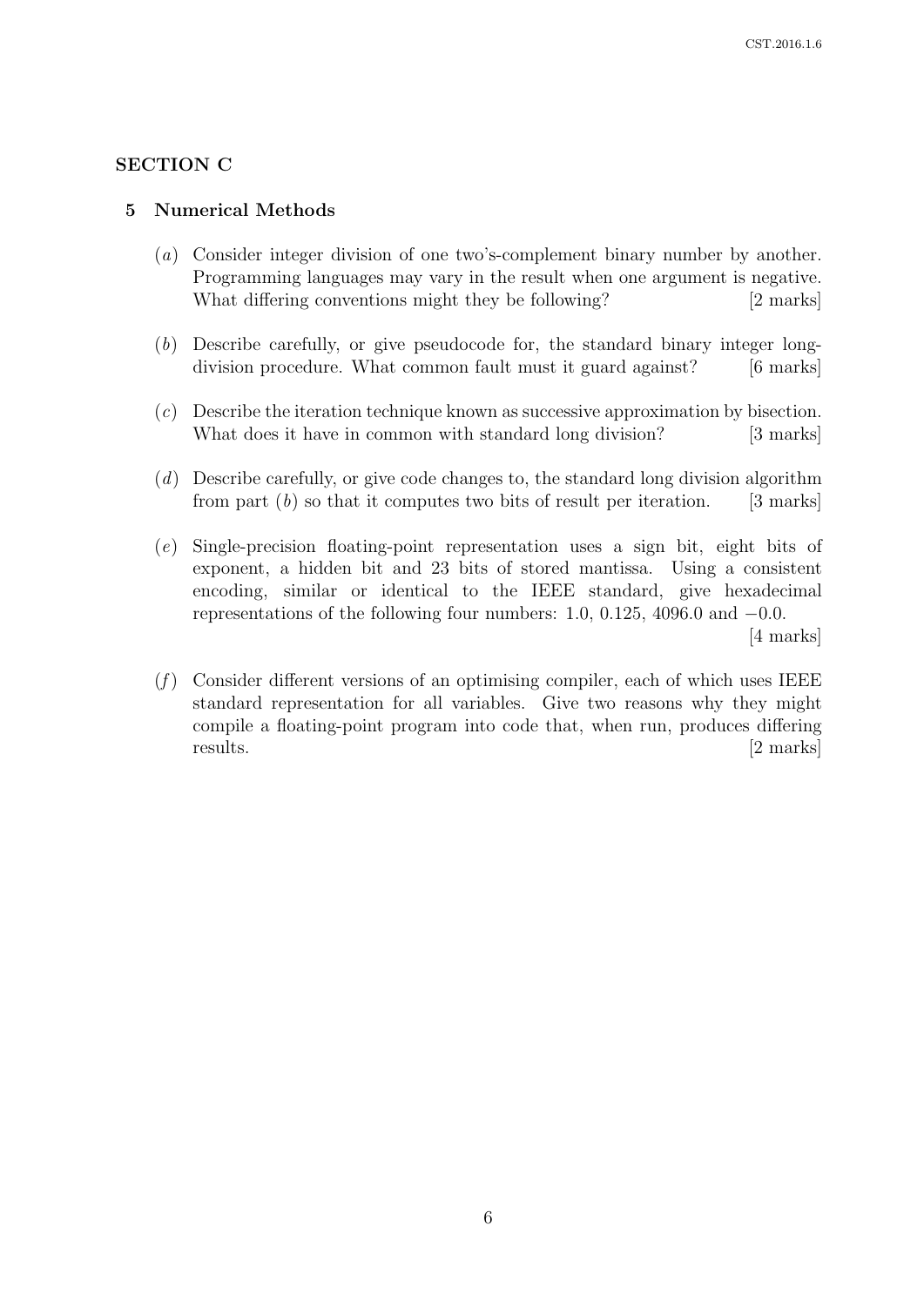## SECTION C

### 5 Numerical Methods

(*a*) Consider integer division of one two's-complement binary number by another. Programming languages may vary in the result when one argument is negative. What differing conventions might they be following? [2 marks]

(*b*) Describe carefully, or give pseudocode for, the standard binary integer long-division procedure. What common fault must it guard against? [6 marks]

(*c*) Describe the iteration technique known as successive approximation by bisection. What does it have in common with standard long division? [3 marks]

(*d*) Describe carefully, or give code changes to, the standard long division algorithm from part (*b*) so that it computes two bits of result per iteration. [3 marks]

(*e*) Single-precision floating-point representation uses a sign bit, eight bits of exponent, a hidden bit and 23 bits of stored mantissa. Using a consistent encoding, similar or identical to the IEEE standard, give hexadecimal representations of the following four numbers: 1.0, 0.125, 4096.0 and $-0.0$. [4 marks]

(*f*) Consider different versions of an optimising compiler, each of which uses IEEE standard representation for all variables. Give two reasons why they might compile a floating-point program into code that, when run, produces differing results. [2 marks]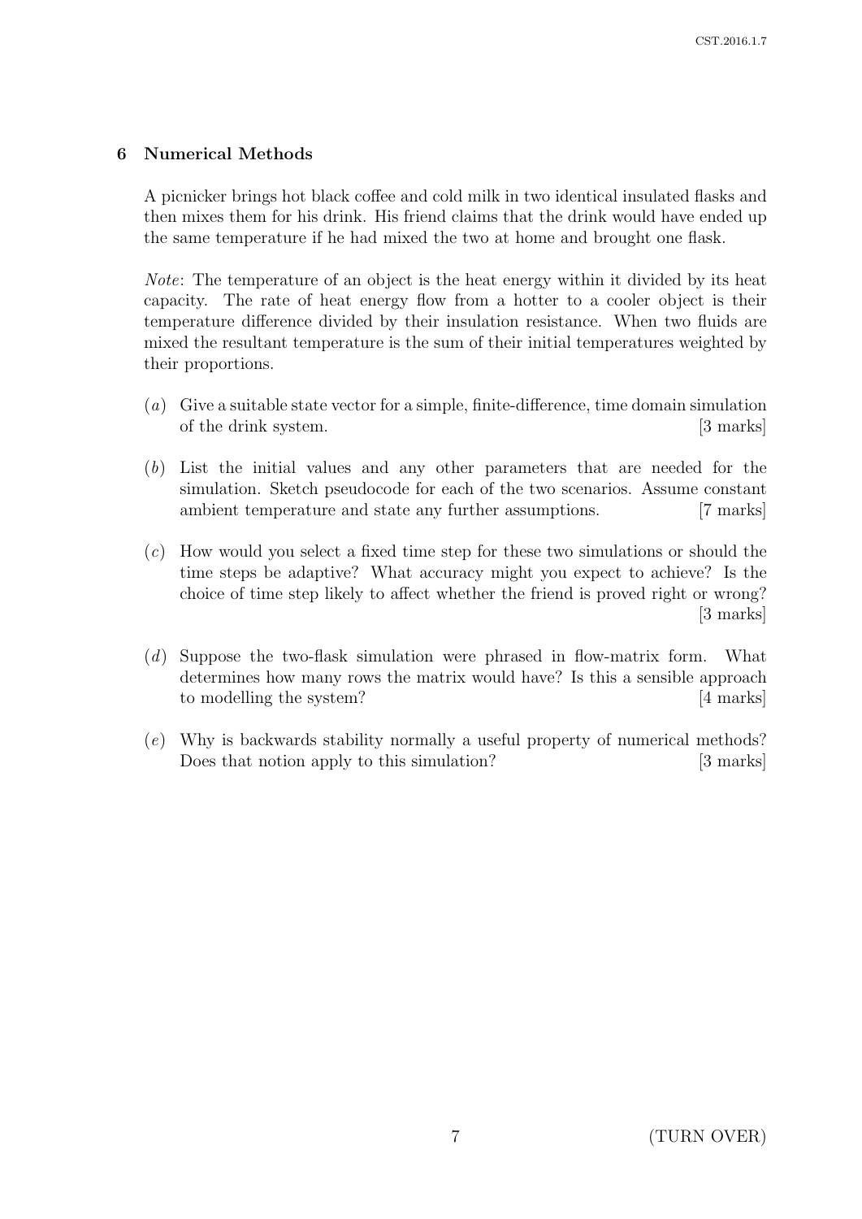## 6 Numerical Methods

A picnicker brings hot black coffee and cold milk in two identical insulated flasks and then mixes them for his drink. His friend claims that the drink would have ended up the same temperature if he had mixed the two at home and brought one flask.

*Note*: The temperature of an object is the heat energy within it divided by its heat capacity. The rate of heat energy flow from a hotter to a cooler object is their temperature difference divided by their insulation resistance. When two fluids are mixed the resultant temperature is the sum of their initial temperatures weighted by their proportions.

(*a*) Give a suitable state vector for a simple, finite-difference, time domain simulation of the drink system. [3 marks]

(*b*) List the initial values and any other parameters that are needed for the simulation. Sketch pseudocode for each of the two scenarios. Assume constant ambient temperature and state any further assumptions. [7 marks]

(*c*) How would you select a fixed time step for these two simulations or should the time steps be adaptive? What accuracy might you expect to achieve? Is the choice of time step likely to affect whether the friend is proved right or wrong? [3 marks]

(*d*) Suppose the two-flask simulation were phrased in flow-matrix form. What determines how many rows the matrix would have? Is this a sensible approach to modelling the system? [4 marks]

(*e*) Why is backwards stability normally a useful property of numerical methods? Does that notion apply to this simulation? [3 marks]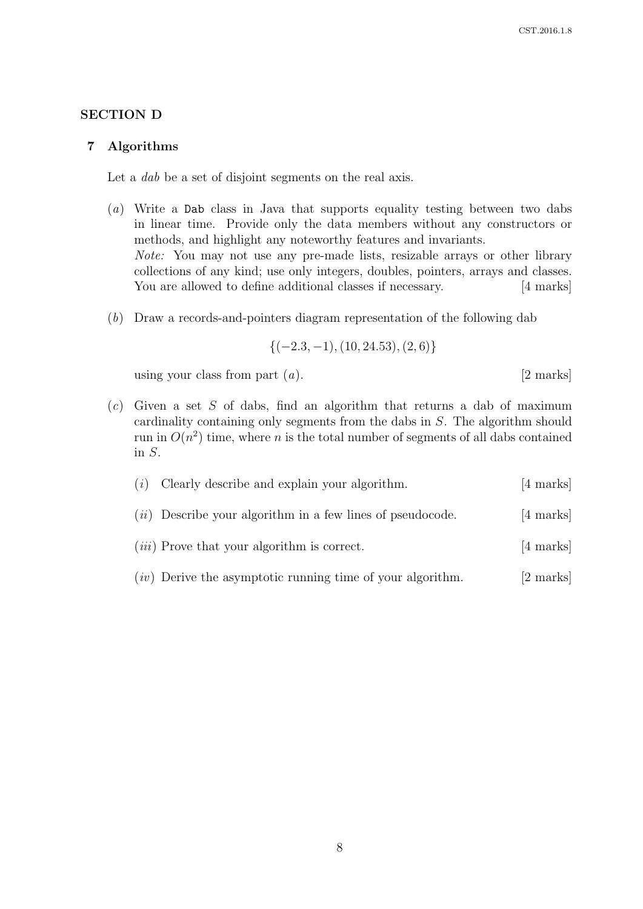## SECTION D

### 7 Algorithms

Let a *dab* be a set of disjoint segments on the real axis.

(*a*) Write a `Dab` class in Java that supports equality testing between two dabs in linear time. Provide only the data members without any constructors or methods, and highlight any noteworthy features and invariants.
*Note:* You may not use any pre-made lists, resizable arrays or other library collections of any kind; use only integers, doubles, pointers, arrays and classes. You are allowed to define additional classes if necessary. [4 marks]

(*b*) Draw a records-and-pointers diagram representation of the following dab

$$\{(-2.3, -1), (10, 24.53), (2, 6)\}$$

using your class from part (*a*). [2 marks]

(*c*) Given a set $S$ of dabs, find an algorithm that returns a dab of maximum cardinality containing only segments from the dabs in $S$. The algorithm should run in $O(n^2)$ time, where $n$ is the total number of segments of all dabs contained in $S$.

(*i*) Clearly describe and explain your algorithm. [4 marks]

(*ii*) Describe your algorithm in a few lines of pseudocode. [4 marks]

(*iii*) Prove that your algorithm is correct. [4 marks]

(*iv*) Derive the asymptotic running time of your algorithm. [2 marks]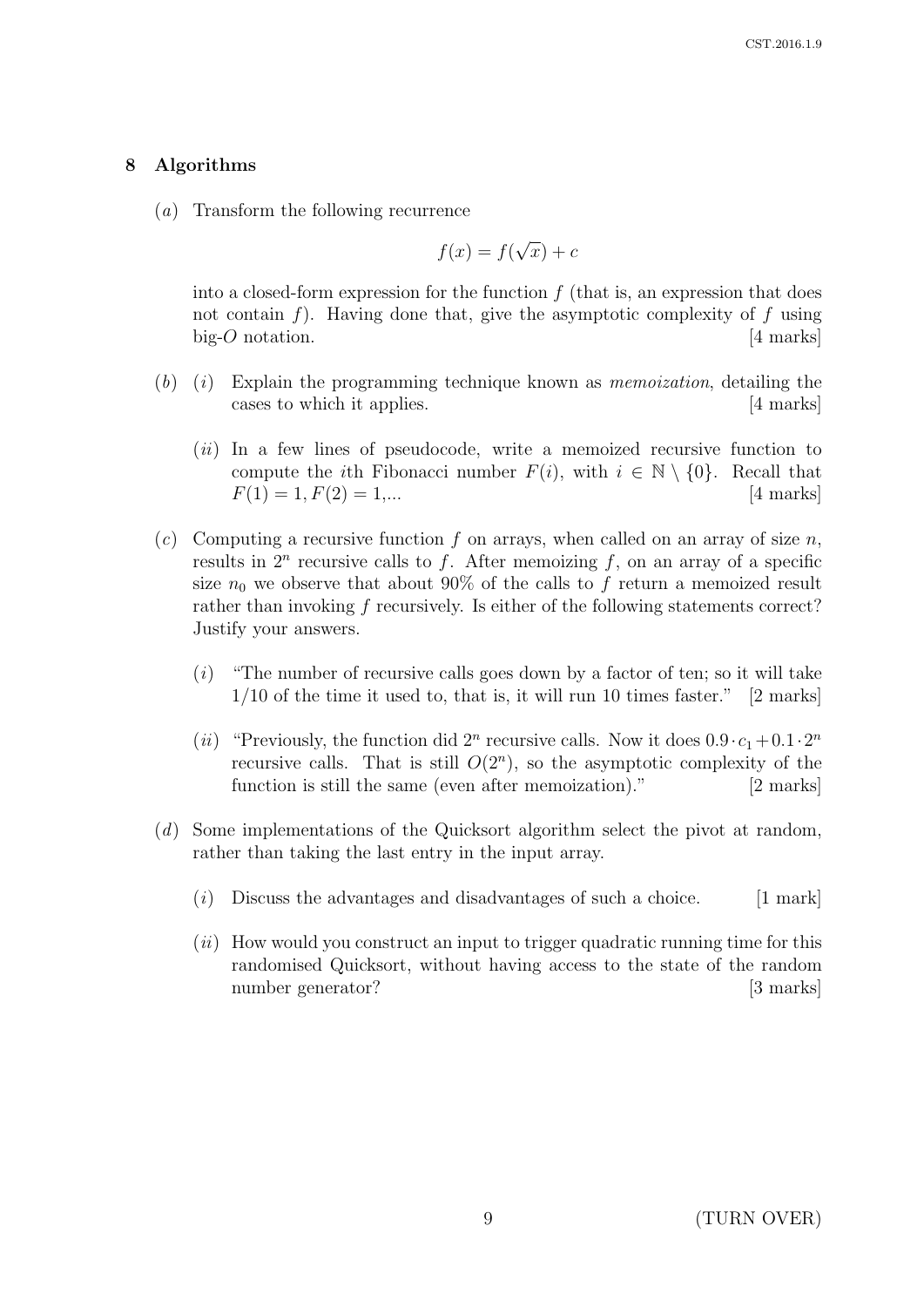## 8 Algorithms

(*a*) Transform the following recurrence

$$f(x) = f(\sqrt{x}) + c$$

into a closed-form expression for the function $f$ (that is, an expression that does not contain $f$). Having done that, give the asymptotic complexity of $f$ using big-$O$ notation. [4 marks]

(*b*) (*i*) Explain the programming technique known as *memoization*, detailing the cases to which it applies. [4 marks]

(*ii*) In a few lines of pseudocode, write a memoized recursive function to compute the $i$th Fibonacci number $F(i)$, with $i \in \mathbb{N} \setminus \{0\}$. Recall that $F(1) = 1, F(2) = 1,...$ [4 marks]

(*c*) Computing a recursive function $f$ on arrays, when called on an array of size $n$, results in $2^n$ recursive calls to $f$. After memoizing $f$, on an array of a specific size $n_0$ we observe that about 90% of the calls to $f$ return a memoized result rather than invoking $f$ recursively. Is either of the following statements correct? Justify your answers.

(*i*) "The number of recursive calls goes down by a factor of ten; so it will take 1/10 of the time it used to, that is, it will run 10 times faster." [2 marks]

(*ii*) "Previously, the function did $2^n$ recursive calls. Now it does $0.9 \cdot c_1 + 0.1 \cdot 2^n$ recursive calls. That is still $O(2^n)$, so the asymptotic complexity of the function is still the same (even after memoization)." [2 marks]

(*d*) Some implementations of the Quicksort algorithm select the pivot at random, rather than taking the last entry in the input array.

(*i*) Discuss the advantages and disadvantages of such a choice. [1 mark]

(*ii*) How would you construct an input to trigger quadratic running time for this randomised Quicksort, without having access to the state of the random number generator? [3 marks]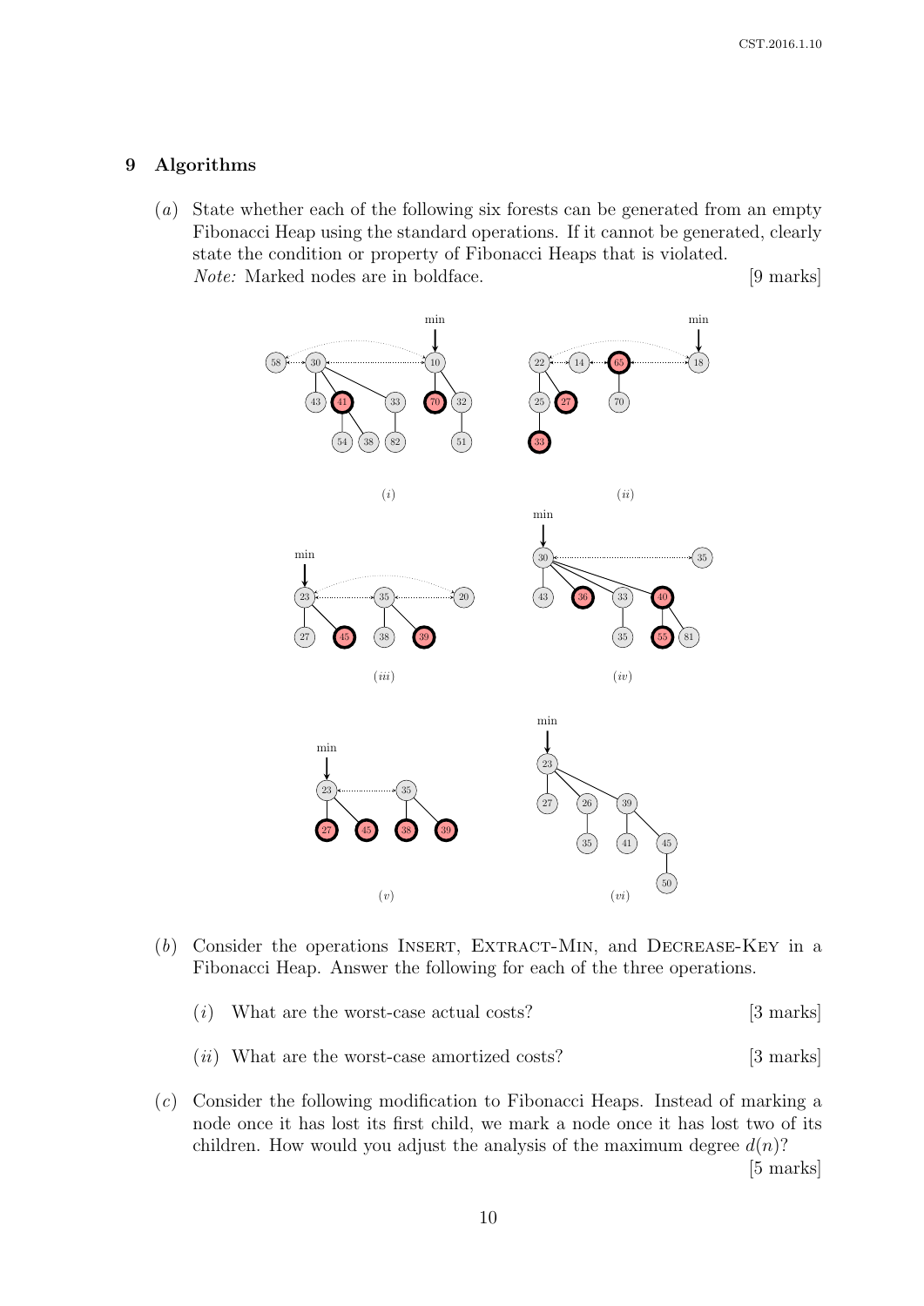## 9 Algorithms

(*a*) State whether each of the following six forests can be generated from an empty Fibonacci Heap using the standard operations. If it cannot be generated, clearly state the condition or property of Fibonacci Heaps that is violated.
*Note:* Marked nodes are in boldface. [9 marks]

(*i*)

(*ii*)

(*iii*)

(*iv*)

(*v*)

(*vi*)

(*b*) Consider the operations INSERT, EXTRACT-MIN, and DECREASE-KEY in a Fibonacci Heap. Answer the following for each of the three operations.

(*i*) What are the worst-case actual costs? [3 marks]

(*ii*) What are the worst-case amortized costs? [3 marks]

(*c*) Consider the following modification to Fibonacci Heaps. Instead of marking a node once it has lost its first child, we mark a node once it has lost two of its children. How would you adjust the analysis of the maximum degree $d(n)$?
[5 marks]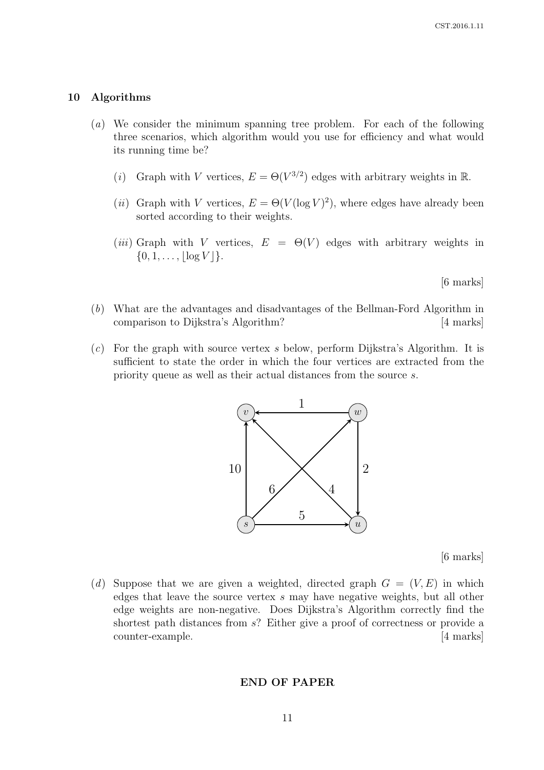## 10 Algorithms

(*a*) We consider the minimum spanning tree problem. For each of the following three scenarios, which algorithm would you use for efficiency and what would its running time be?

(*i*) Graph with $V$ vertices, $E = \Theta(V^{3/2})$ edges with arbitrary weights in $\mathbb{R}$.

(*ii*) Graph with $V$ vertices, $E = \Theta(V(\log V)^2)$, where edges have already been sorted according to their weights.

(*iii*) Graph with $V$ vertices, $E = \Theta(V)$ edges with arbitrary weights in $\{0, 1, \ldots, \lfloor \log V \rfloor\}$.

[6 marks]

(*b*) What are the advantages and disadvantages of the Bellman-Ford Algorithm in comparison to Dijkstra's Algorithm? [4 marks]

(*c*) For the graph with source vertex $s$ below, perform Dijkstra's Algorithm. It is sufficient to state the order in which the four vertices are extracted from the priority queue as well as their actual distances from the source $s$.

v
w
s
u
1
10
6
4
2
5

[6 marks]

(*d*) Suppose that we are given a weighted, directed graph $G = (V, E)$ in which edges that leave the source vertex $s$ may have negative weights, but all other edge weights are non-negative. Does Dijkstra's Algorithm correctly find the shortest path distances from $s$? Either give a proof of correctness or provide a counter-example. [4 marks]

**END OF PAPER**